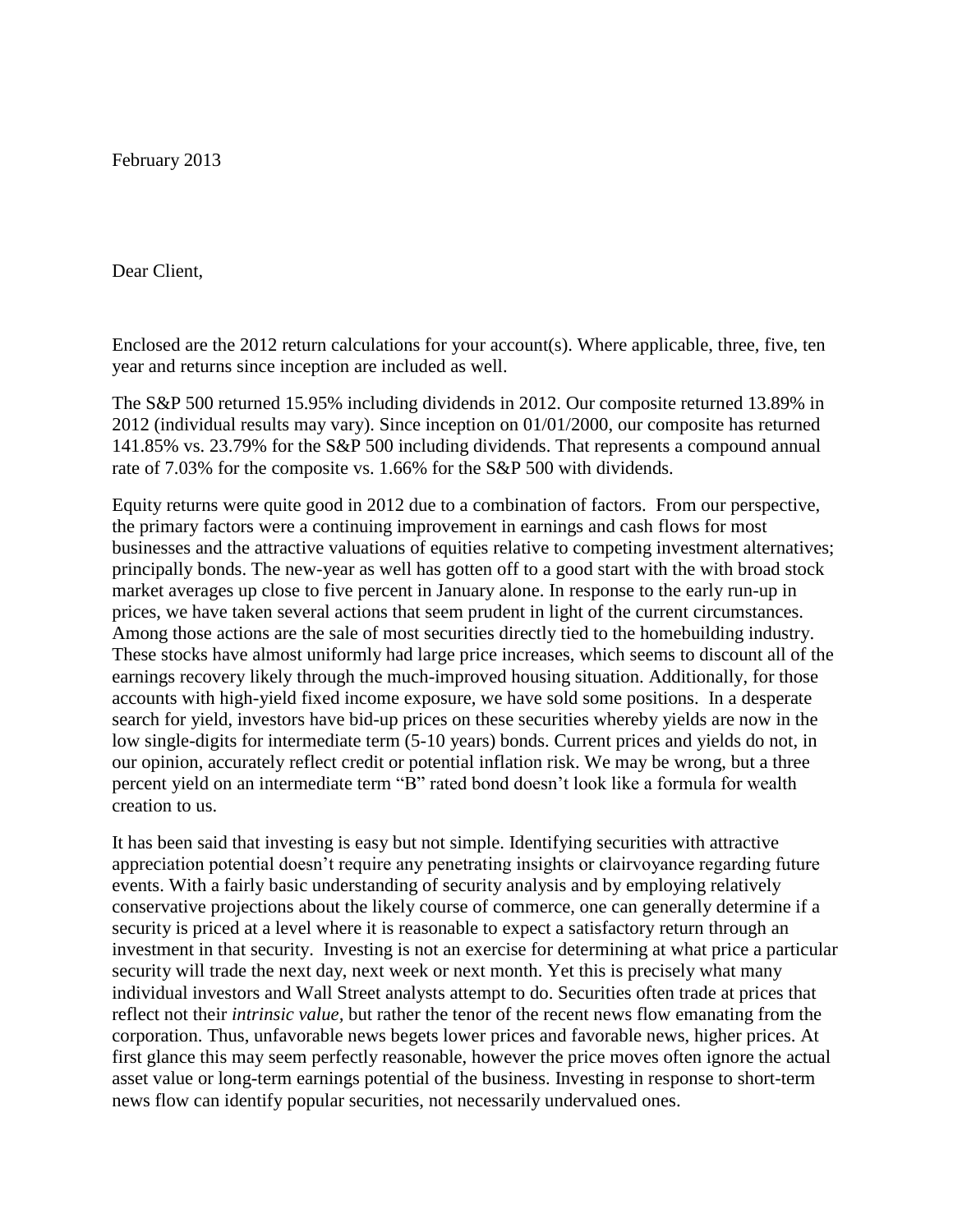February 2013

Dear Client,

Enclosed are the 2012 return calculations for your account(s). Where applicable, three, five, ten year and returns since inception are included as well.

The S&P 500 returned 15.95% including dividends in 2012. Our composite returned 13.89% in 2012 (individual results may vary). Since inception on 01/01/2000, our composite has returned 141.85% vs. 23.79% for the S&P 500 including dividends. That represents a compound annual rate of 7.03% for the composite vs. 1.66% for the S&P 500 with dividends.

Equity returns were quite good in 2012 due to a combination of factors. From our perspective, the primary factors were a continuing improvement in earnings and cash flows for most businesses and the attractive valuations of equities relative to competing investment alternatives; principally bonds. The new-year as well has gotten off to a good start with the with broad stock market averages up close to five percent in January alone. In response to the early run-up in prices, we have taken several actions that seem prudent in light of the current circumstances. Among those actions are the sale of most securities directly tied to the homebuilding industry. These stocks have almost uniformly had large price increases, which seems to discount all of the earnings recovery likely through the much-improved housing situation. Additionally, for those accounts with high-yield fixed income exposure, we have sold some positions. In a desperate search for yield, investors have bid-up prices on these securities whereby yields are now in the low single-digits for intermediate term (5-10 years) bonds. Current prices and yields do not, in our opinion, accurately reflect credit or potential inflation risk. We may be wrong, but a three percent yield on an intermediate term "B" rated bond doesn't look like a formula for wealth creation to us.

It has been said that investing is easy but not simple. Identifying securities with attractive appreciation potential doesn't require any penetrating insights or clairvoyance regarding future events. With a fairly basic understanding of security analysis and by employing relatively conservative projections about the likely course of commerce, one can generally determine if a security is priced at a level where it is reasonable to expect a satisfactory return through an investment in that security. Investing is not an exercise for determining at what price a particular security will trade the next day, next week or next month. Yet this is precisely what many individual investors and Wall Street analysts attempt to do. Securities often trade at prices that reflect not their *intrinsic value*, but rather the tenor of the recent news flow emanating from the corporation. Thus, unfavorable news begets lower prices and favorable news, higher prices. At first glance this may seem perfectly reasonable, however the price moves often ignore the actual asset value or long-term earnings potential of the business. Investing in response to short-term news flow can identify popular securities, not necessarily undervalued ones.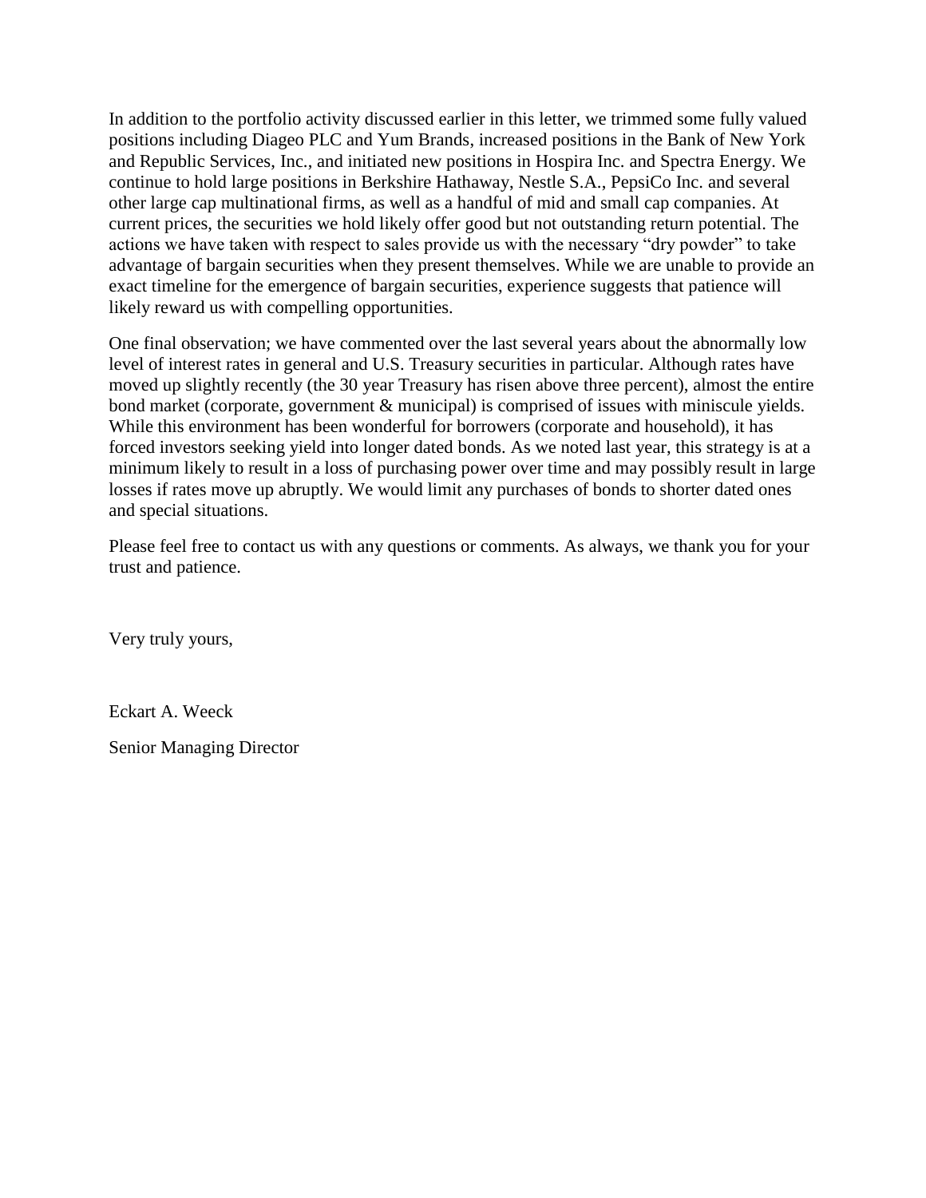In addition to the portfolio activity discussed earlier in this letter, we trimmed some fully valued positions including Diageo PLC and Yum Brands, increased positions in the Bank of New York and Republic Services, Inc., and initiated new positions in Hospira Inc. and Spectra Energy. We continue to hold large positions in Berkshire Hathaway, Nestle S.A., PepsiCo Inc. and several other large cap multinational firms, as well as a handful of mid and small cap companies. At current prices, the securities we hold likely offer good but not outstanding return potential. The actions we have taken with respect to sales provide us with the necessary "dry powder" to take advantage of bargain securities when they present themselves. While we are unable to provide an exact timeline for the emergence of bargain securities, experience suggests that patience will likely reward us with compelling opportunities.

One final observation; we have commented over the last several years about the abnormally low level of interest rates in general and U.S. Treasury securities in particular. Although rates have moved up slightly recently (the 30 year Treasury has risen above three percent), almost the entire bond market (corporate, government & municipal) is comprised of issues with miniscule yields. While this environment has been wonderful for borrowers (corporate and household), it has forced investors seeking yield into longer dated bonds. As we noted last year, this strategy is at a minimum likely to result in a loss of purchasing power over time and may possibly result in large losses if rates move up abruptly. We would limit any purchases of bonds to shorter dated ones and special situations.

Please feel free to contact us with any questions or comments. As always, we thank you for your trust and patience.

Very truly yours,

Eckart A. Weeck

Senior Managing Director